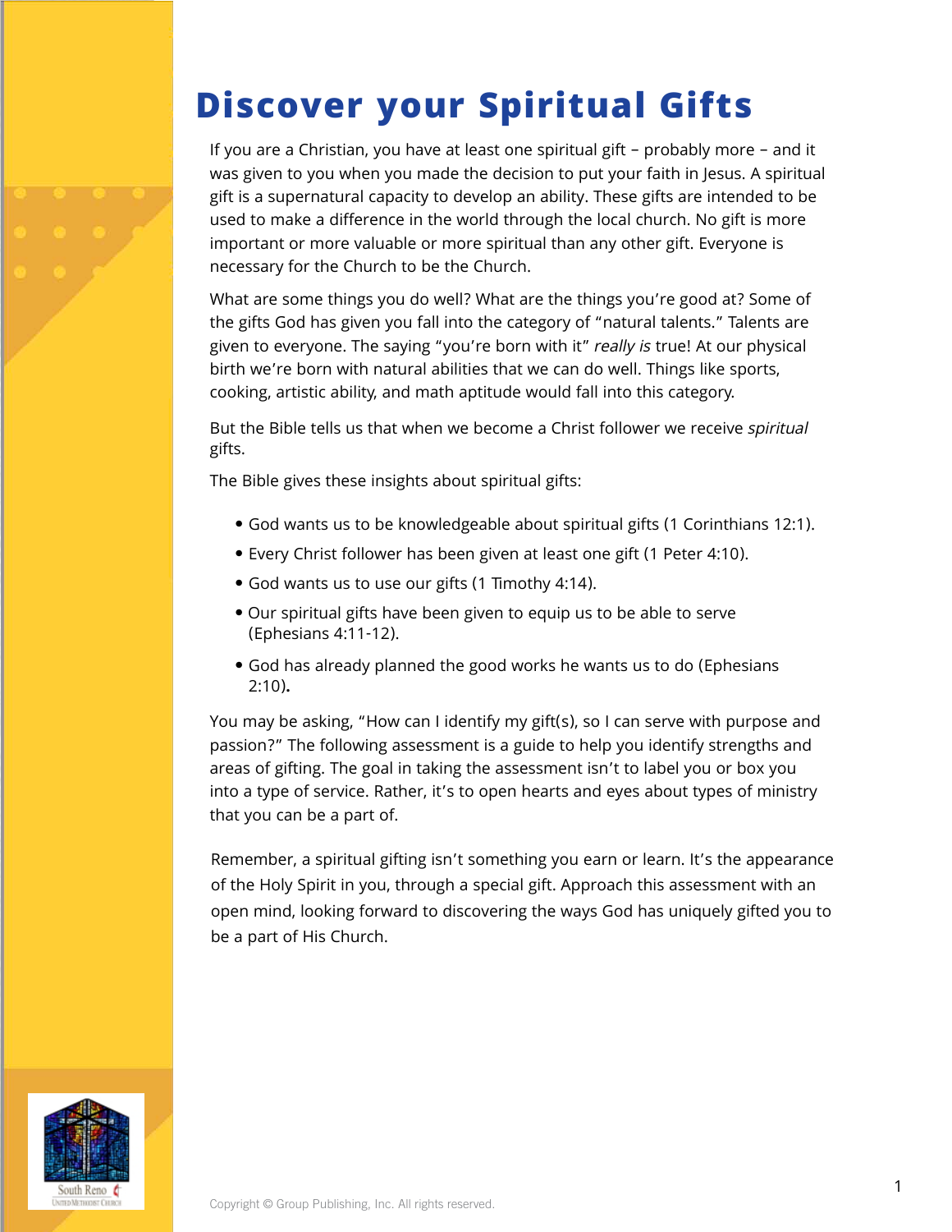# Discover your Spiritual Gifts

If you are a Christian, you have at least one spiritual gift – probably more – and it was given to you when you made the decision to put your faith in Jesus. A spiritual gift is a supernatural capacity to develop an ability. These gifts are intended to be used to make a difference in the world through the local church. No gift is more important or more valuable or more spiritual than any other gift. Everyone is necessary for the Church to be the Church.

What are some things you do well? What are the things you're good at? Some of the gifts God has given you fall into the category of "natural talents." Talents are given to everyone. The saying "you're born with it" *really is* true! At our physical birth we're born with natural abilities that we can do well. Things like sports, cooking, artistic ability, and math aptitude would fall into this category.

But the Bible tells us that when we become a Christ follower we receive *spiritual* gifts.

The Bible gives these insights about spiritual gifts:

- God wants us to be knowledgeable about spiritual gifts (1 Corinthians 12:1).
- Every Christ follower has been given at least one gift (1 Peter 4:10).
- God wants us to use our gifts (1 Timothy 4:14).
- Our spiritual gifts have been given to equip us to be able to serve (Ephesians 4:11-12).
- God has already planned the good works he wants us to do (Ephesians 2:10).

You may be asking, "How can I identify my gift(s), so I can serve with purpose and passion?" The following assessment is a guide to help you identify strengths and areas of gifting. The goal in taking the assessment isn't to label you or box you into a type of service. Rather, it's to open hearts and eyes about types of ministry that you can be a part of.

Remember, a spiritual gifting isn't something you earn or learn. It's the appearance of the Holy Spirit in you, through a special gift. Approach this assessment with an open mind, looking forward to discovering the ways God has uniquely gifted you to be a part of His Church.

South Reno United Methodist Church

Copyright © Group Publishing, Inc. All rights reserved.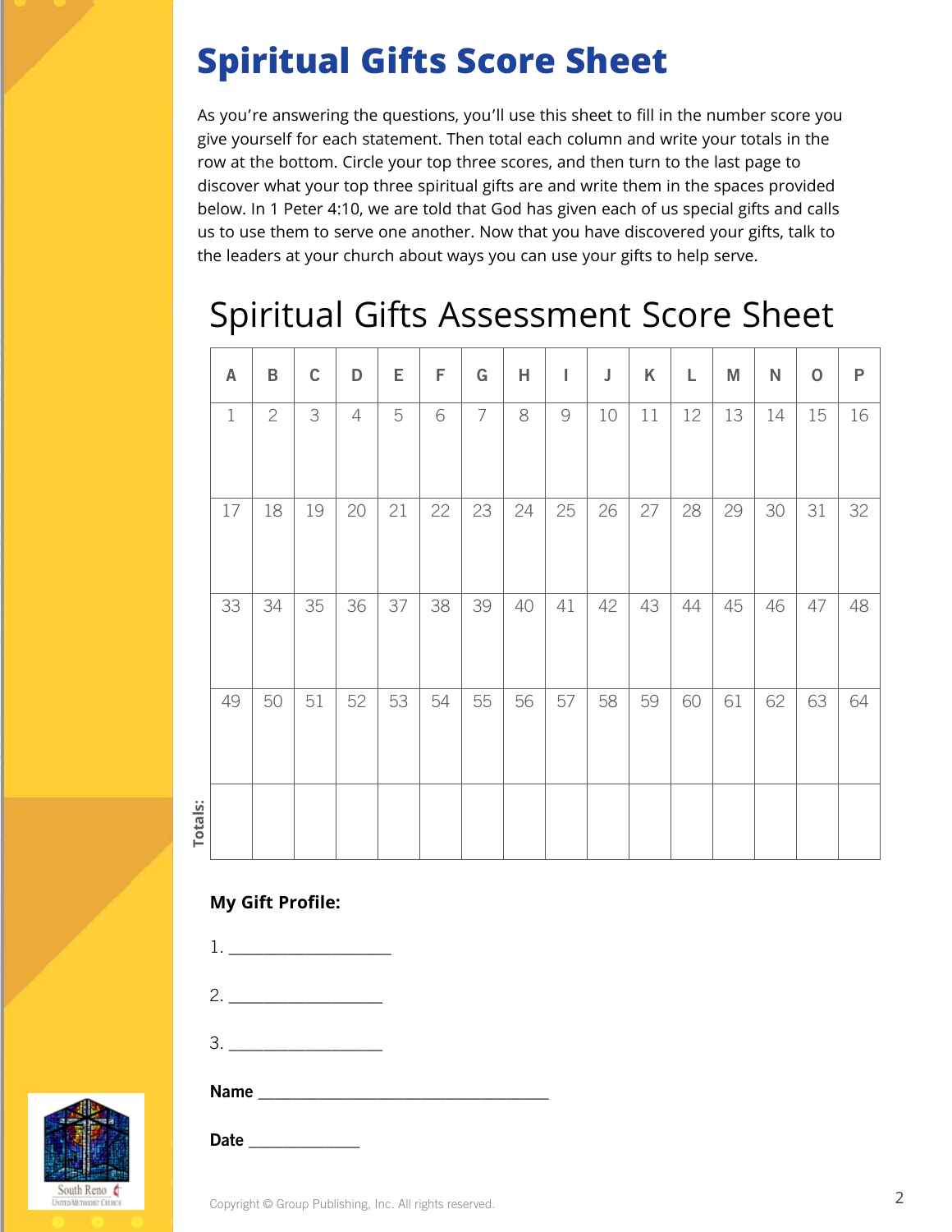# Spiritual Gifts Score Sheet

As you're answering the questions, you'll use this sheet to fill in the number score you give yourself for each statement. Then total each column and write your totals in the row at the bottom. Circle your top three scores, and then turn to the last page to discover what your top three spiritual gifts are and write them in the spaces provided below. In 1 Peter 4:10, we are told that God has given each of us special gifts and calls us to use them to serve one another. Now that you have discovered your gifts, talk to the leaders at your church about ways you can use your gifts to help serve.

## Spiritual Gifts Assessment Score Sheet

| | A | B | C | D | E | F | G | H | I | J | K | L | M | N | O | P |
|---|---|---|---|---|---|---|---|---|---|---|---|---|---|---|---|---|
| | 1 | 2 | 3 | 4 | 5 | 6 | 7 | 8 | 9 | 10 | 11 | 12 | 13 | 14 | 15 | 16 |
| | 17 | 18 | 19 | 20 | 21 | 22 | 23 | 24 | 25 | 26 | 27 | 28 | 29 | 30 | 31 | 32 |
| | 33 | 34 | 35 | 36 | 37 | 38 | 39 | 40 | 41 | 42 | 43 | 44 | 45 | 46 | 47 | 48 |
| | 49 | 50 | 51 | 52 | 53 | 54 | 55 | 56 | 57 | 58 | 59 | 60 | 61 | 62 | 63 | 64 |
| **Totals:** | | | | | | | | | | | | | | | | |

**My Gift Profile:**

1. ____________________

2. ___________________

3. ___________________

**Name** ____________________________________

**Date** ______________

South Reno United Methodist Church

Copyright © Group Publishing, Inc. All rights reserved.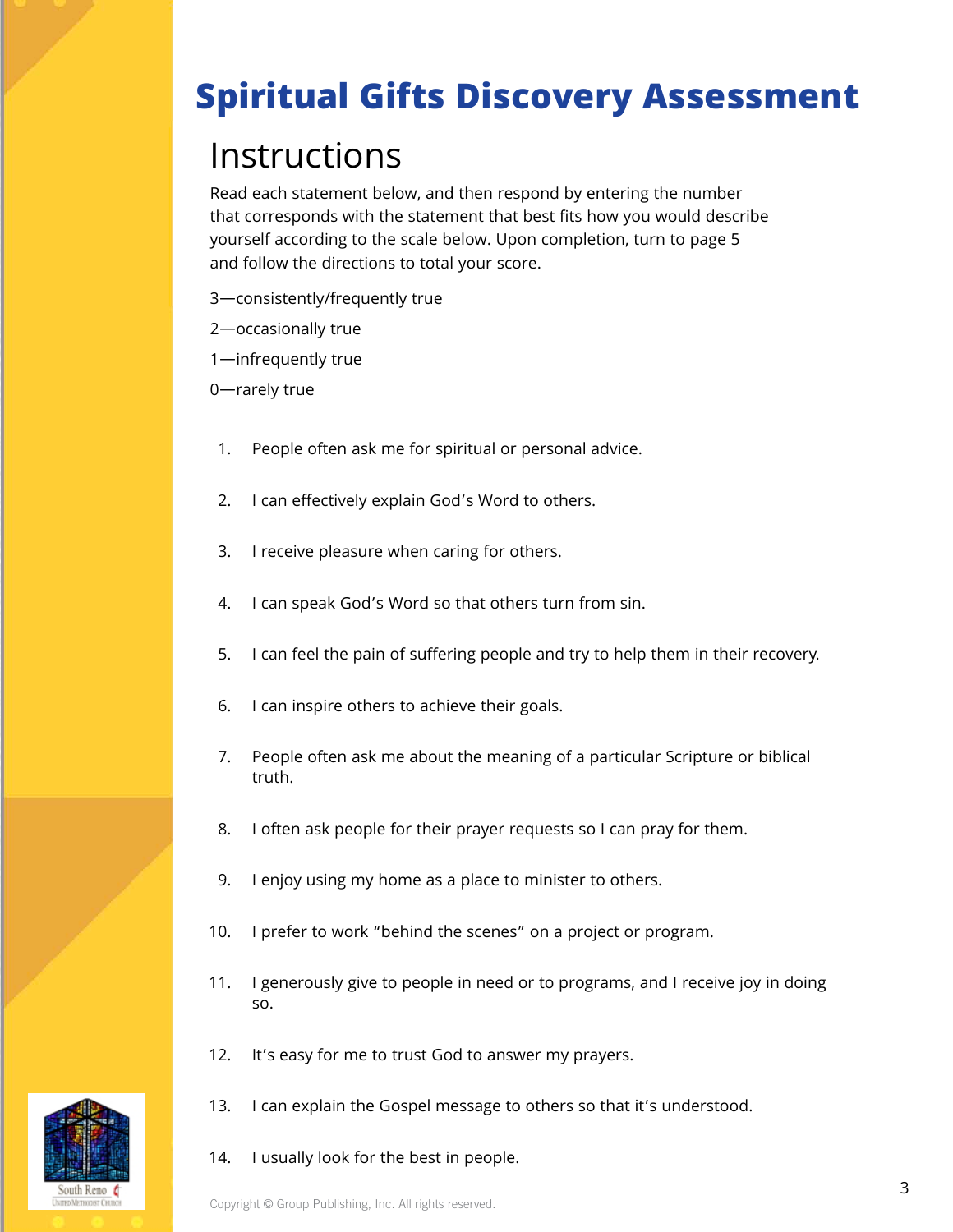# Spiritual Gifts Discovery Assessment

## Instructions

Read each statement below, and then respond by entering the number that corresponds with the statement that best fits how you would describe yourself according to the scale below. Upon completion, turn to page 5 and follow the directions to total your score.

3—consistently/frequently true

2—occasionally true

1—infrequently true

0—rarely true

1. People often ask me for spiritual or personal advice.
2. I can effectively explain God's Word to others.
3. I receive pleasure when caring for others.
4. I can speak God's Word so that others turn from sin.
5. I can feel the pain of suffering people and try to help them in their recovery.
6. I can inspire others to achieve their goals.
7. People often ask me about the meaning of a particular Scripture or biblical truth.
8. I often ask people for their prayer requests so I can pray for them.
9. I enjoy using my home as a place to minister to others.
10. I prefer to work "behind the scenes" on a project or program.
11. I generously give to people in need or to programs, and I receive joy in doing so.
12. It's easy for me to trust God to answer my prayers.
13. I can explain the Gospel message to others so that it's understood.
14. I usually look for the best in people.

Copyright © Group Publishing, Inc. All rights reserved.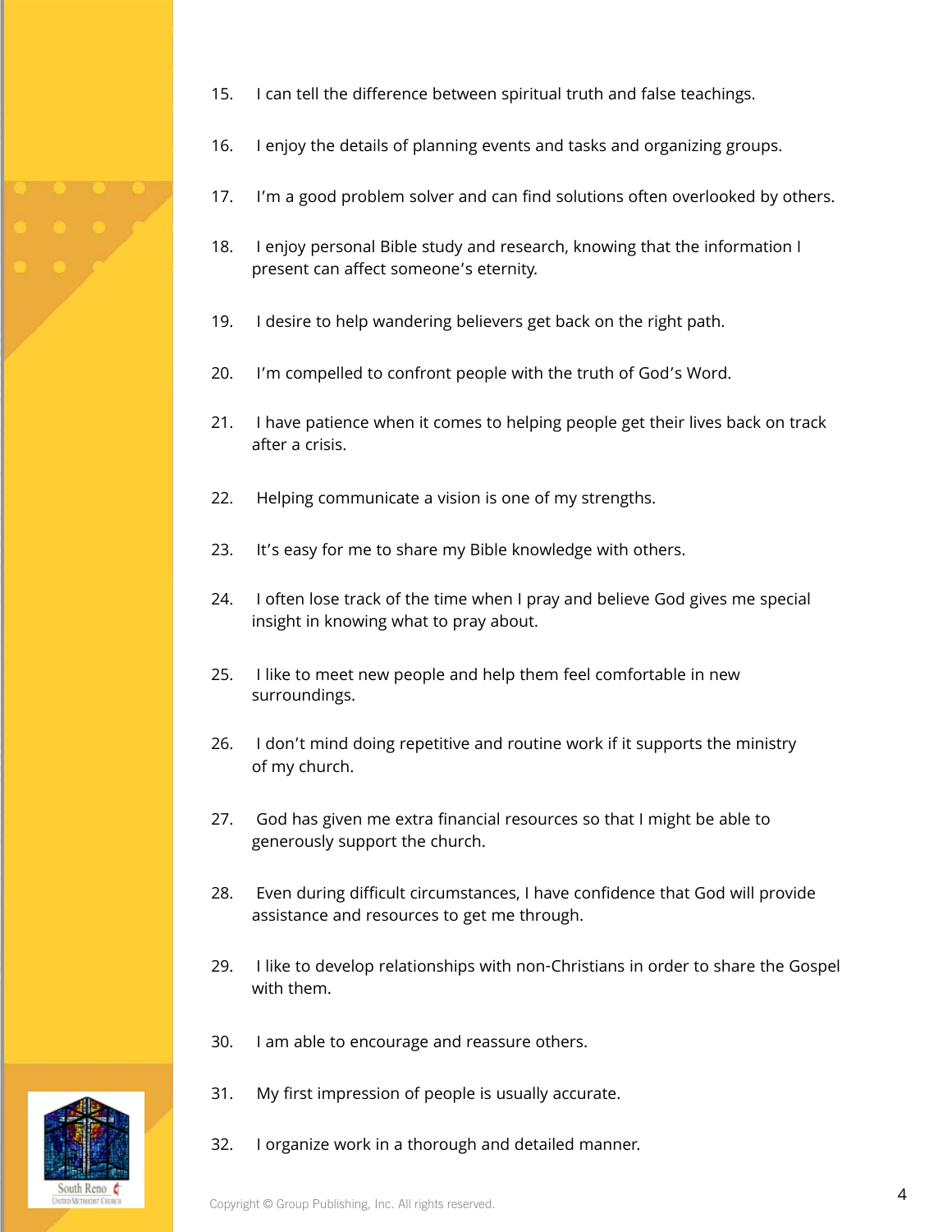15. I can tell the difference between spiritual truth and false teachings.

16. I enjoy the details of planning events and tasks and organizing groups.

17. I'm a good problem solver and can find solutions often overlooked by others.

18. I enjoy personal Bible study and research, knowing that the information I present can affect someone's eternity.

19. I desire to help wandering believers get back on the right path.

20. I'm compelled to confront people with the truth of God's Word.

21. I have patience when it comes to helping people get their lives back on track after a crisis.

22. Helping communicate a vision is one of my strengths.

23. It's easy for me to share my Bible knowledge with others.

24. I often lose track of the time when I pray and believe God gives me special insight in knowing what to pray about.

25. I like to meet new people and help them feel comfortable in new surroundings.

26. I don't mind doing repetitive and routine work if it supports the ministry of my church.

27. God has given me extra financial resources so that I might be able to generously support the church.

28. Even during difficult circumstances, I have confidence that God will provide assistance and resources to get me through.

29. I like to develop relationships with non-Christians in order to share the Gospel with them.

30. I am able to encourage and reassure others.

31. My first impression of people is usually accurate.

32. I organize work in a thorough and detailed manner.

Copyright © Group Publishing, Inc. All rights reserved.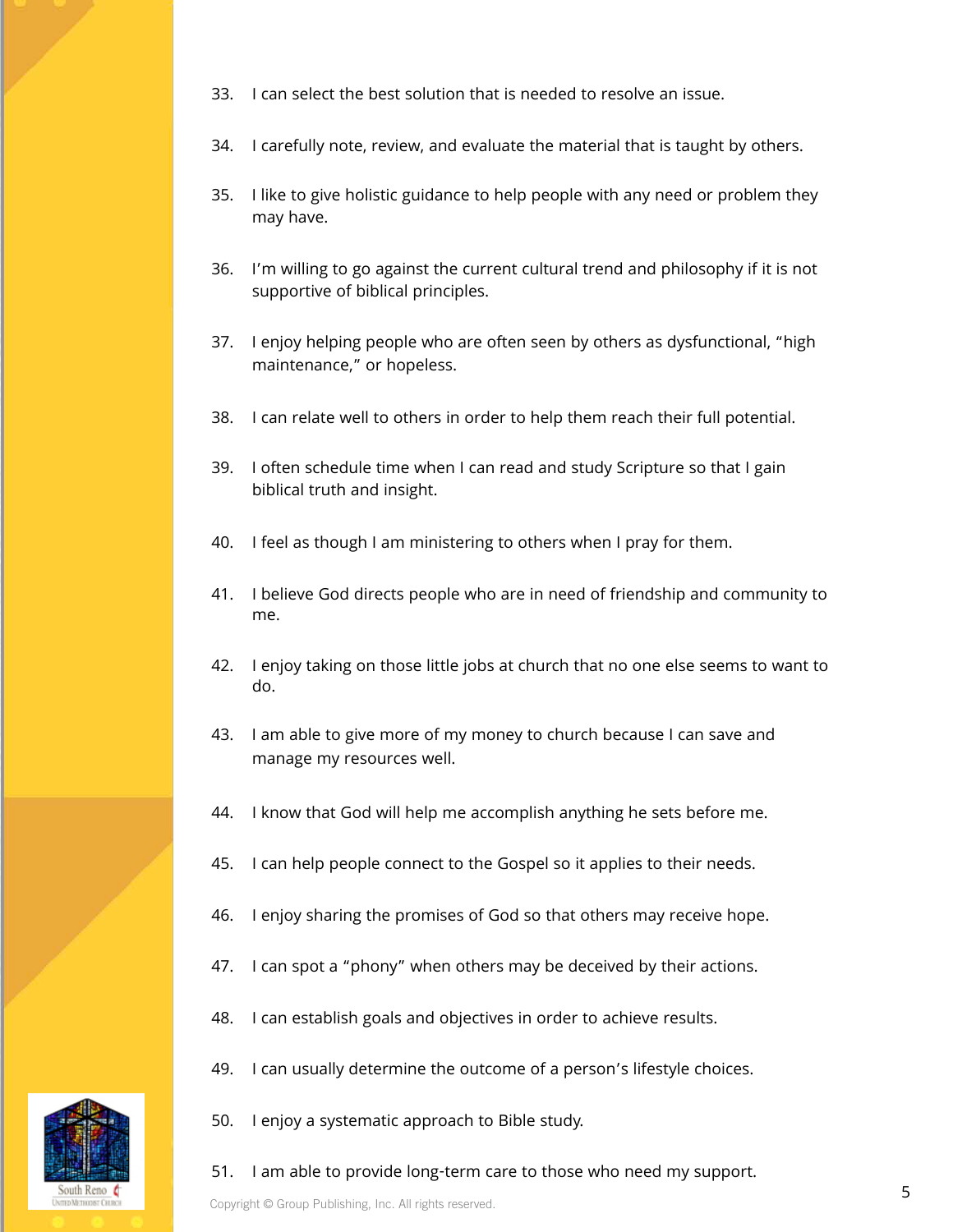33. I can select the best solution that is needed to resolve an issue.

34. I carefully note, review, and evaluate the material that is taught by others.

35. I like to give holistic guidance to help people with any need or problem they may have.

36. I'm willing to go against the current cultural trend and philosophy if it is not supportive of biblical principles.

37. I enjoy helping people who are often seen by others as dysfunctional, "high maintenance," or hopeless.

38. I can relate well to others in order to help them reach their full potential.

39. I often schedule time when I can read and study Scripture so that I gain biblical truth and insight.

40. I feel as though I am ministering to others when I pray for them.

41. I believe God directs people who are in need of friendship and community to me.

42. I enjoy taking on those little jobs at church that no one else seems to want to do.

43. I am able to give more of my money to church because I can save and manage my resources well.

44. I know that God will help me accomplish anything he sets before me.

45. I can help people connect to the Gospel so it applies to their needs.

46. I enjoy sharing the promises of God so that others may receive hope.

47. I can spot a "phony" when others may be deceived by their actions.

48. I can establish goals and objectives in order to achieve results.

49. I can usually determine the outcome of a person's lifestyle choices.

50. I enjoy a systematic approach to Bible study.

51. I am able to provide long-term care to those who need my support.

Copyright © Group Publishing, Inc. All rights reserved.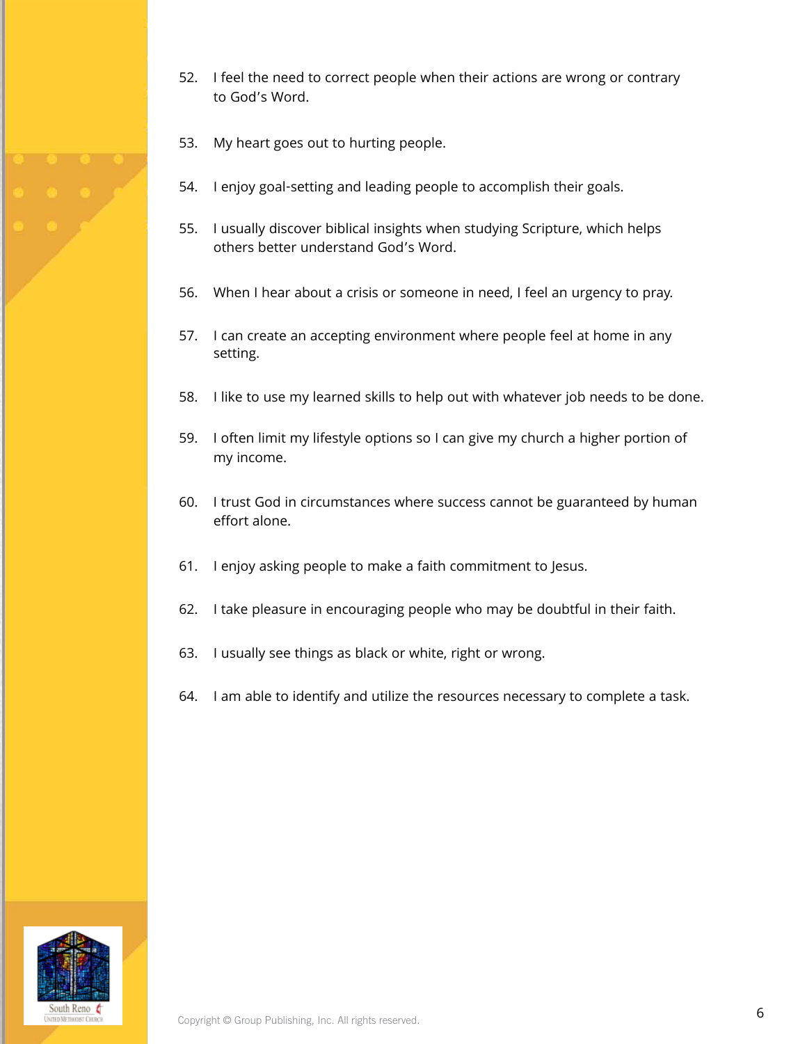52. I feel the need to correct people when their actions are wrong or contrary to God's Word.

53. My heart goes out to hurting people.

54. I enjoy goal-setting and leading people to accomplish their goals.

55. I usually discover biblical insights when studying Scripture, which helps others better understand God's Word.

56. When I hear about a crisis or someone in need, I feel an urgency to pray.

57. I can create an accepting environment where people feel at home in any setting.

58. I like to use my learned skills to help out with whatever job needs to be done.

59. I often limit my lifestyle options so I can give my church a higher portion of my income.

60. I trust God in circumstances where success cannot be guaranteed by human effort alone.

61. I enjoy asking people to make a faith commitment to Jesus.

62. I take pleasure in encouraging people who may be doubtful in their faith.

63. I usually see things as black or white, right or wrong.

64. I am able to identify and utilize the resources necessary to complete a task.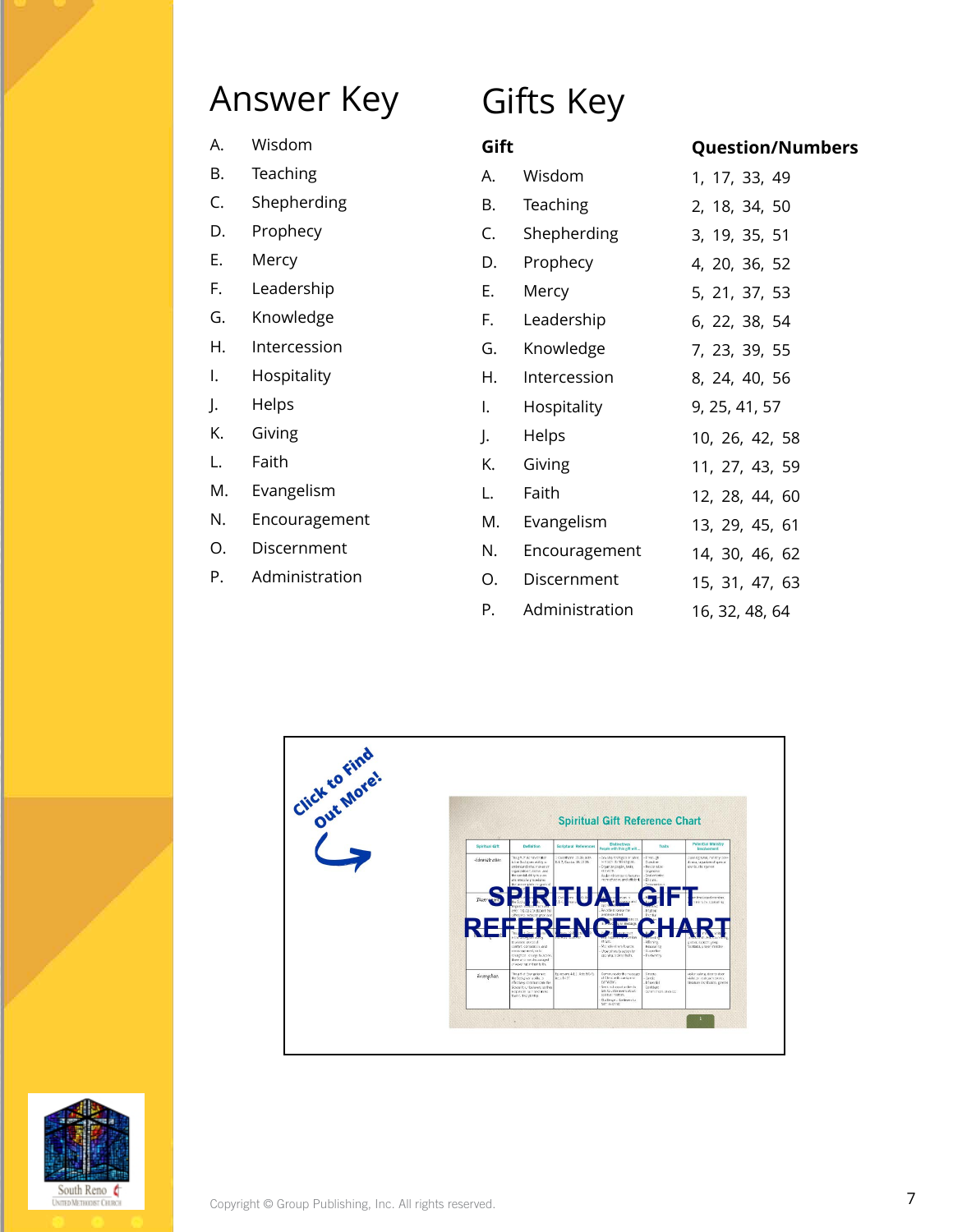# Answer Key

A. Wisdom
B. Teaching
C. Shepherding
D. Prophecy
E. Mercy
F. Leadership
G. Knowledge
H. Intercession
I. Hospitality
J. Helps
K. Giving
L. Faith
M. Evangelism
N. Encouragement
O. Discernment
P. Administration

# Gifts Key

| Gift | | Question/Numbers |
|---|---|---|
| A. | Wisdom | 1, 17, 33, 49 |
| B. | Teaching | 2, 18, 34, 50 |
| C. | Shepherding | 3, 19, 35, 51 |
| D. | Prophecy | 4, 20, 36, 52 |
| E. | Mercy | 5, 21, 37, 53 |
| F. | Leadership | 6, 22, 38, 54 |
| G. | Knowledge | 7, 23, 39, 55 |
| H. | Intercession | 8, 24, 40, 56 |
| I. | Hospitality | 9, 25, 41, 57 |
| J. | Helps | 10, 26, 42, 58 |
| K. | Giving | 11, 27, 43, 59 |
| L. | Faith | 12, 28, 44, 60 |
| M. | Evangelism | 13, 29, 45, 61 |
| N. | Encouragement | 14, 30, 46, 62 |
| O. | Discernment | 15, 31, 47, 63 |
| P. | Administration | 16, 32, 48, 64 |

Click to Find Out More!

SPIRITUAL GIFT REFERENCE CHART

Copyright © Group Publishing, Inc. All rights reserved.